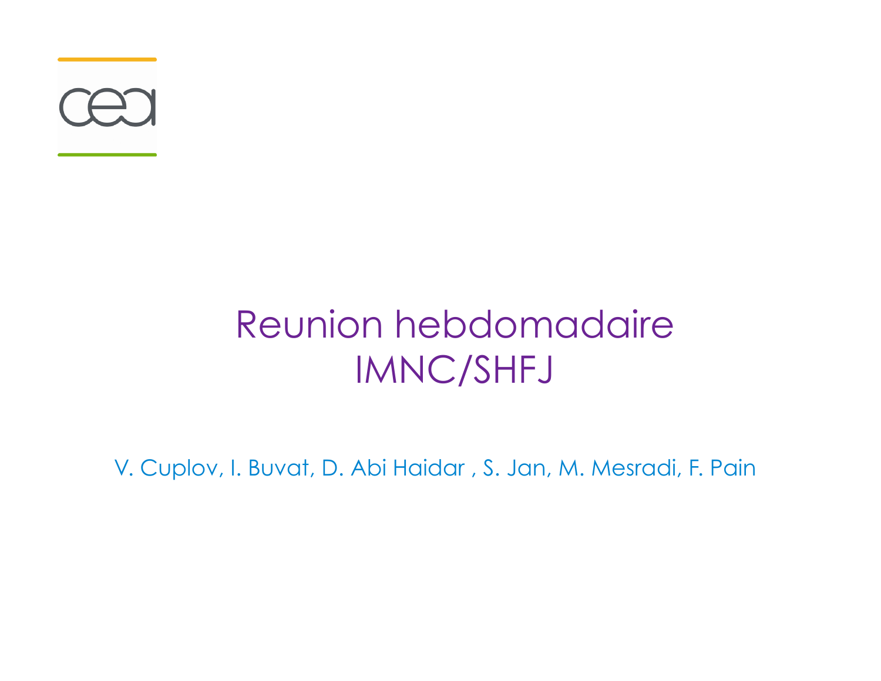# Reunion hebdomadaire IMNC/SHFJ

V. Cuplov, I. Buvat, D. Abi Haidar , S. Jan, M. Mesradi, F. Pain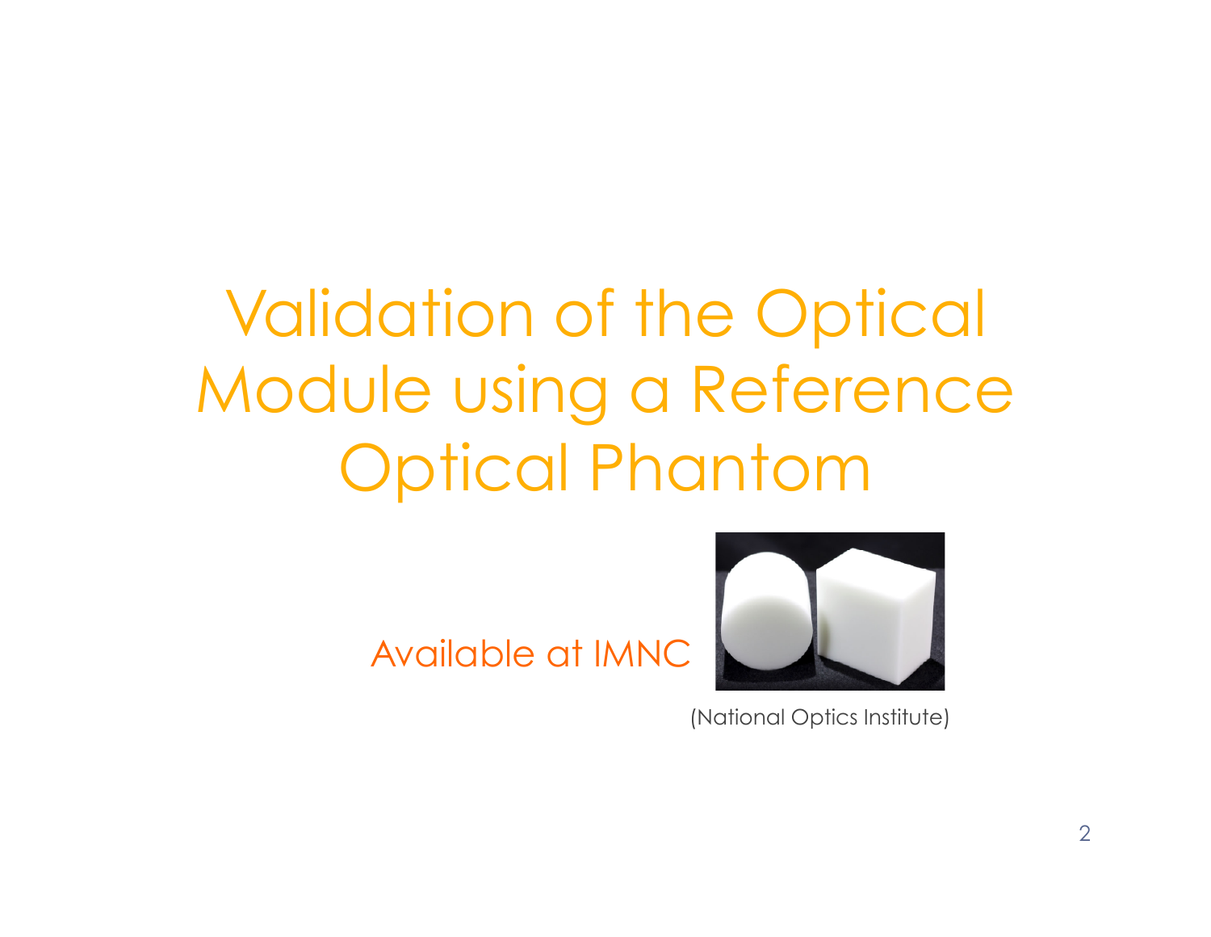# Validation of the Optical Module using a Reference Optical Phantom

Available at IMNC

(National Optics Institute)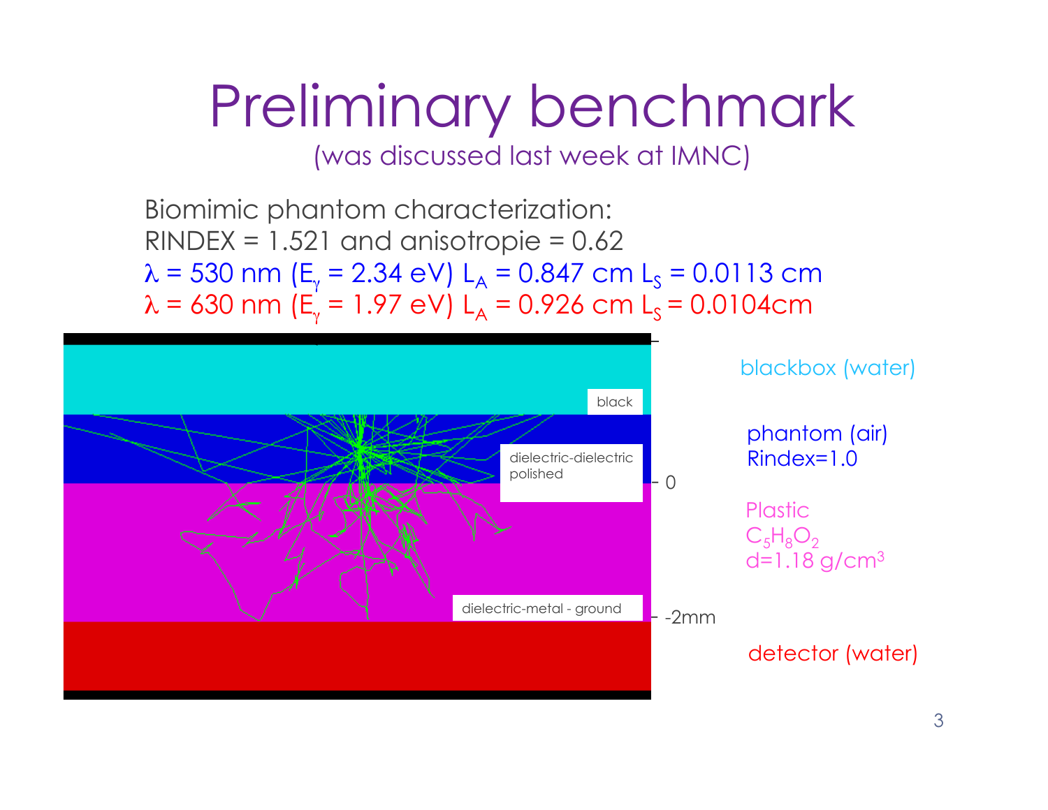# Preliminary benchmark

(was discussed last week at IMNC)

Biomimic phantom characterization:
RINDEX = 1.521 and anisotropie = 0.62
$\lambda$ = 530 nm ($E_\gamma$ = 2.34 eV) $L_A$ = 0.847 cm $L_S$ = 0.0113 cm
$\lambda$ = 630 nm ($E_\gamma$ = 1.97 eV) $L_A$ = 0.926 cm $L_S$ = 0.0104cm

black

dielectric-dielectric polished

dielectric-metal - ground

0

-2mm

blackbox (water)

phantom (air)
Rindex=1.0

Plastic
$C_5H_8O_2$
d=1.18 g/cm$^3$

detector (water)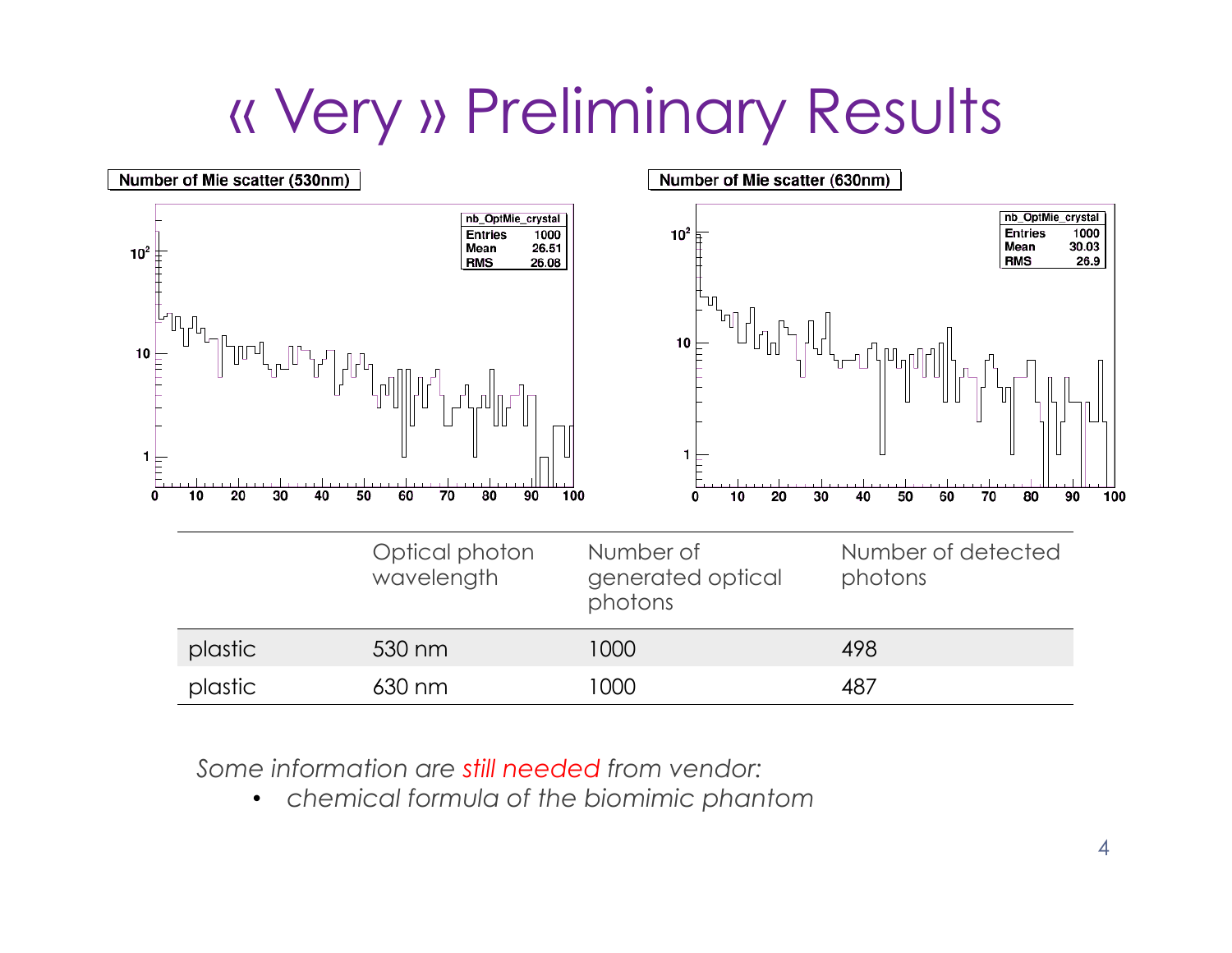# « Very » Preliminary Results

Number of Mie scatter (530nm)

| nb_OptMie_crystal | |
|---|---|
| Entries | 1000 |
| Mean | 26.51 |
| RMS | 26.08 |

Number of Mie scatter (630nm)

| nb_OptMie_crystal | |
|---|---|
| Entries | 1000 |
| Mean | 30.03 |
| RMS | 26.9 |

| | Optical photon wavelength | Number of generated optical photons | Number of detected photons |
|---|---|---|---|
| plastic | 530 nm | 1000 | 498 |
| plastic | 630 nm | 1000 | 487 |

*Some information are still needed from vendor:*

- *chemical formula of the biomimic phantom*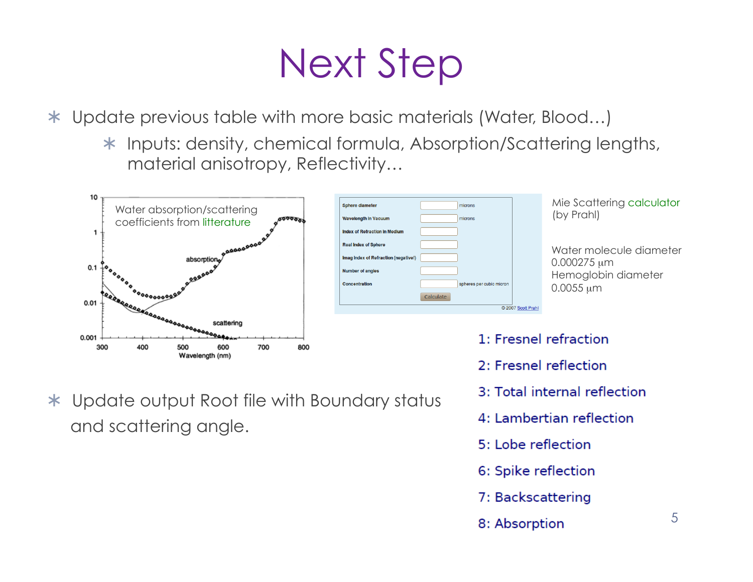# Next Step

- Update previous table with more basic materials (Water, Blood…)
  - Inputs: density, chemical formula, Absorption/Scattering lengths, material anisotropy, Reflectivity…

Water absorption/scattering coefficients from litterature

Mie Scattering calculator (by Prahl)

Water molecule diameter 0.000275 μm
Hemoglobin diameter 0.0055 μm

- Update output Root file with Boundary status and scattering angle.

1: Fresnel refraction

2: Fresnel reflection

3: Total internal reflection

4: Lambertian reflection

5: Lobe reflection

6: Spike reflection

7: Backscattering

8: Absorption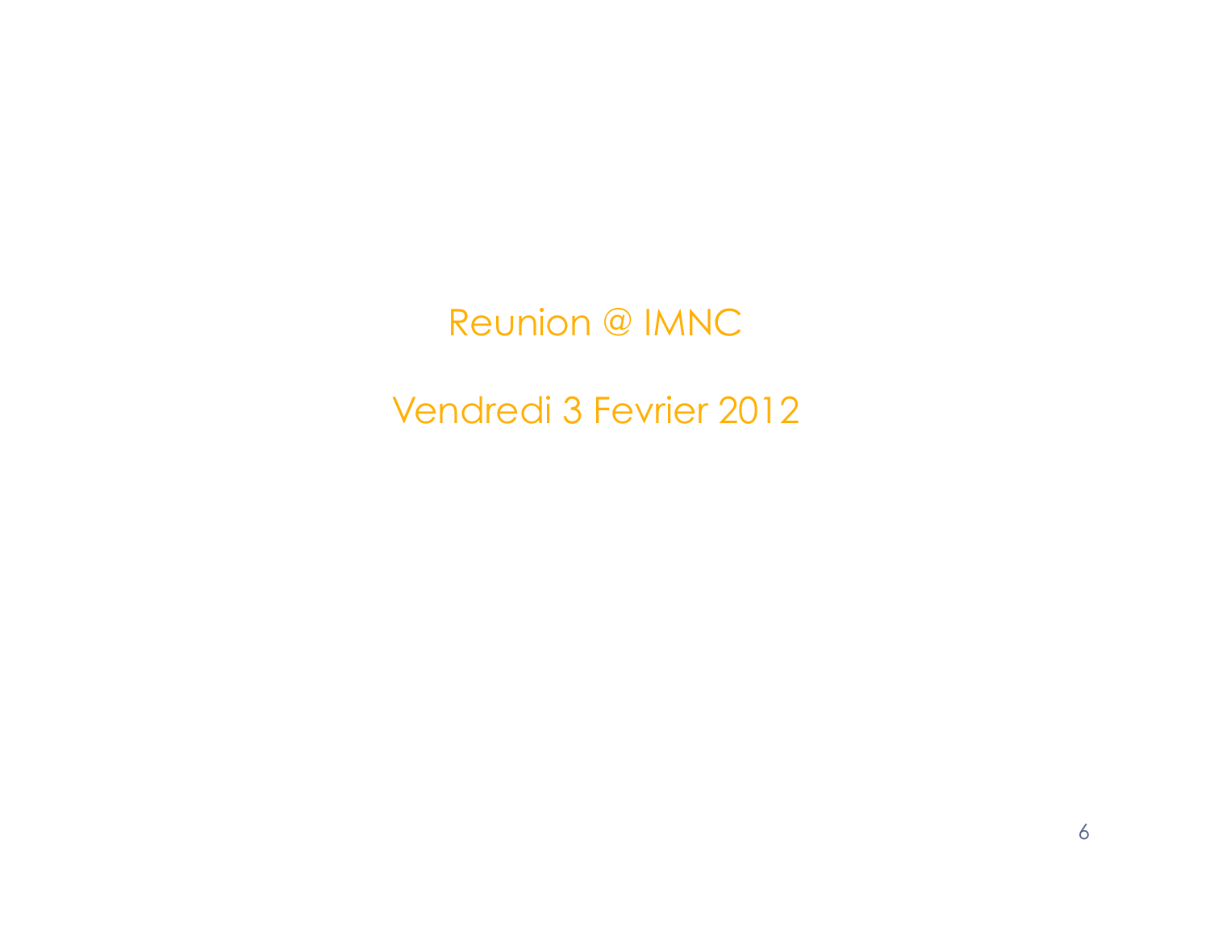Reunion @ IMNC

Vendredi 3 Fevrier 2012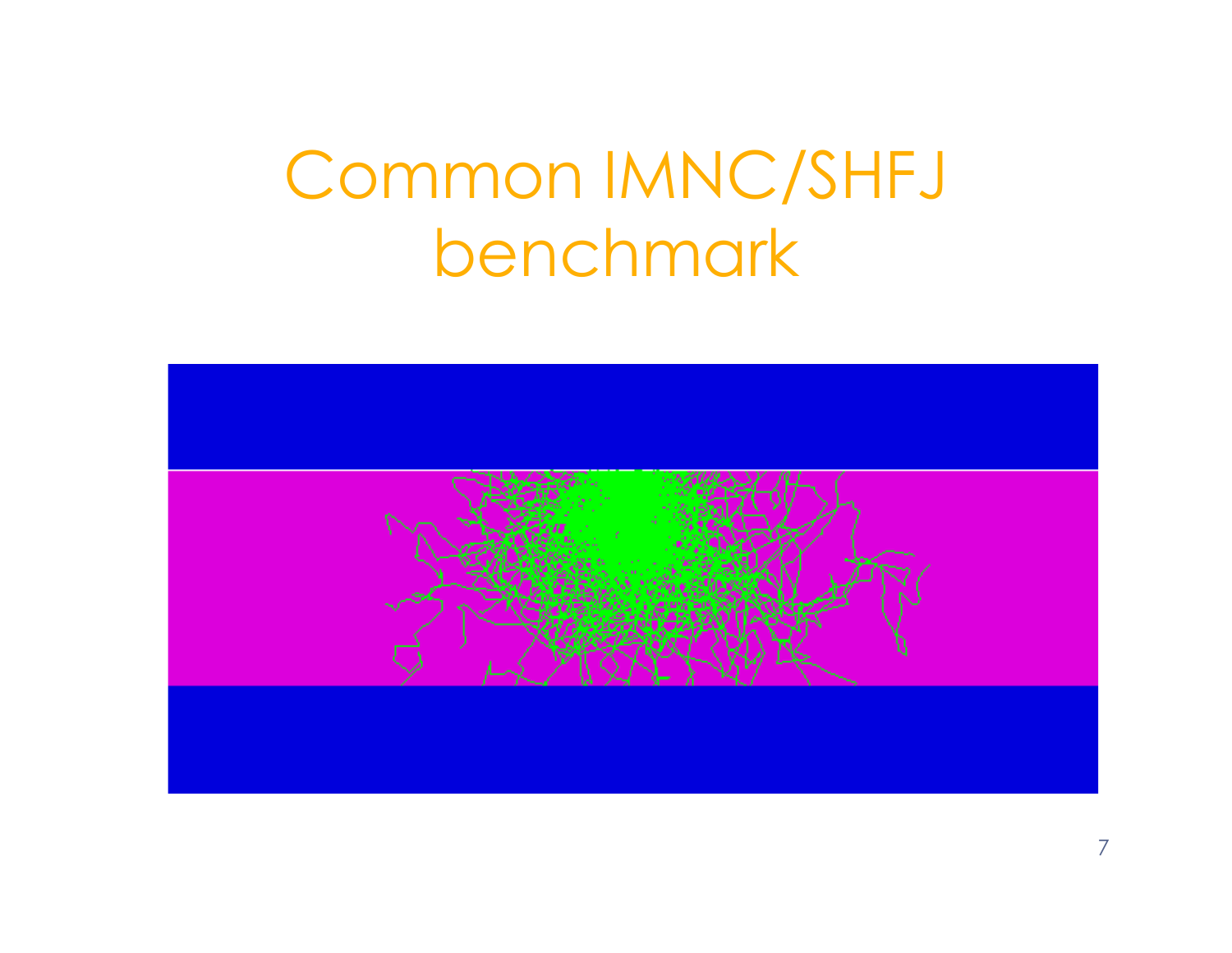# Common IMNC/SHFJ benchmark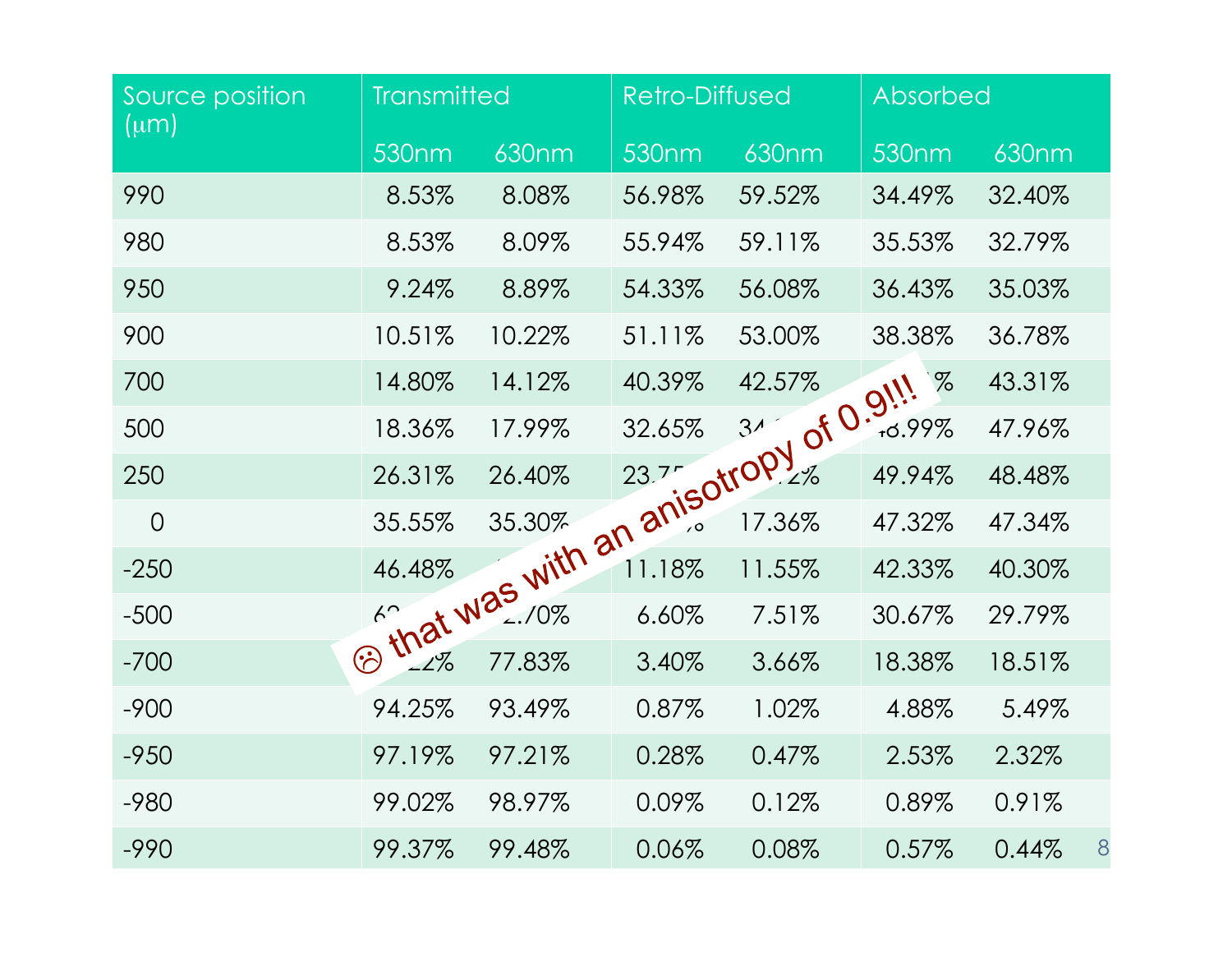| Source position (μm) | Transmitted | | Retro-Diffused | | Absorbed | |
|---|---|---|---|---|---|---|
| | 530nm | 630nm | 530nm | 630nm | 530nm | 630nm |
| 990 | 8.53% | 8.08% | 56.98% | 59.52% | 34.49% | 32.40% |
| 980 | 8.53% | 8.09% | 55.94% | 59.11% | 35.53% | 32.79% |
| 950 | 9.24% | 8.89% | 54.33% | 56.08% | 36.43% | 35.03% |
| 900 | 10.51% | 10.22% | 51.11% | 53.00% | 38.38% | 36.78% |
| 700 | 14.80% | 14.12% | 40.39% | 42.57% | …% | 43.31% |
| 500 | 18.36% | 17.99% | 32.65% | 34.… | …8.99% | 47.96% |
| 250 | 26.31% | 26.40% | 23.75… | …2% | 49.94% | 48.48% |
| 0 | 35.55% | 35.30% | …% | 17.36% | 47.32% | 47.34% |
| -250 | 46.48% | … | 11.18% | 11.55% | 42.33% | 40.30% |
| -500 | 62… | …2.70% | 6.60% | 7.51% | 30.67% | 29.79% |
| -700 | …22% | 77.83% | 3.40% | 3.66% | 18.38% | 18.51% |
| -900 | 94.25% | 93.49% | 0.87% | 1.02% | 4.88% | 5.49% |
| -950 | 97.19% | 97.21% | 0.28% | 0.47% | 2.53% | 2.32% |
| -980 | 99.02% | 98.97% | 0.09% | 0.12% | 0.89% | 0.91% |
| -990 | 99.37% | 99.48% | 0.06% | 0.08% | 0.57% | 0.44% |

☹ that was with an anisotropy of 0.9!!!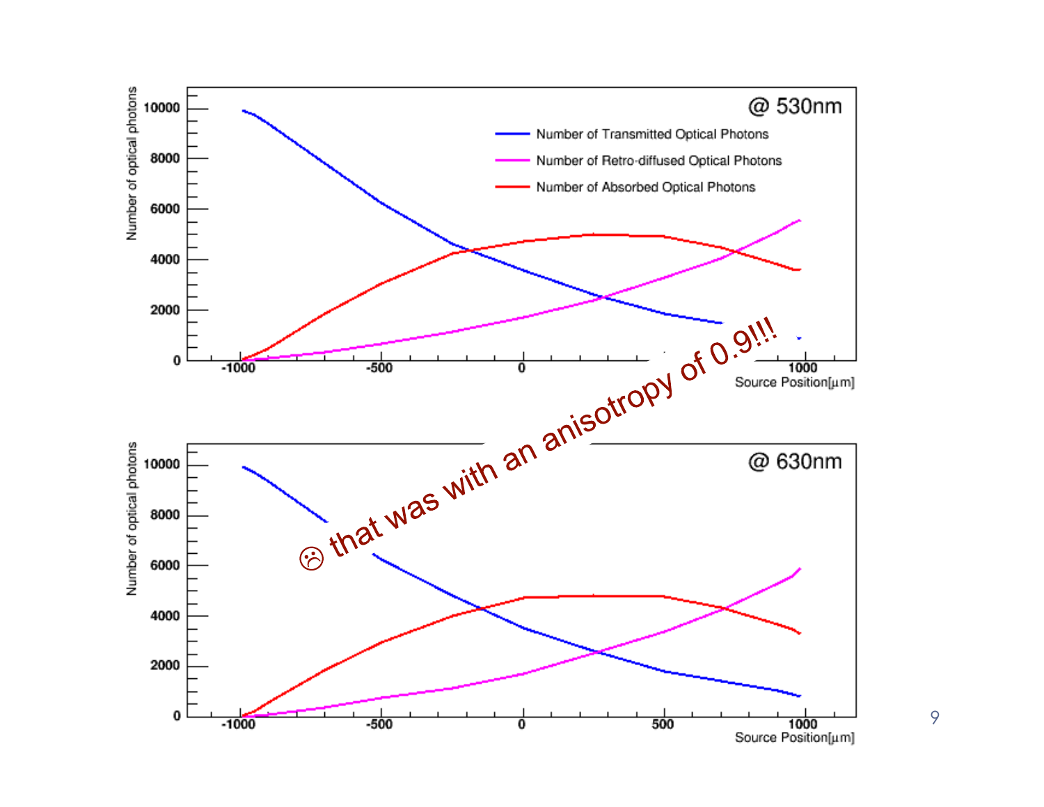☹ that was with an anisotropy of 0.9!!!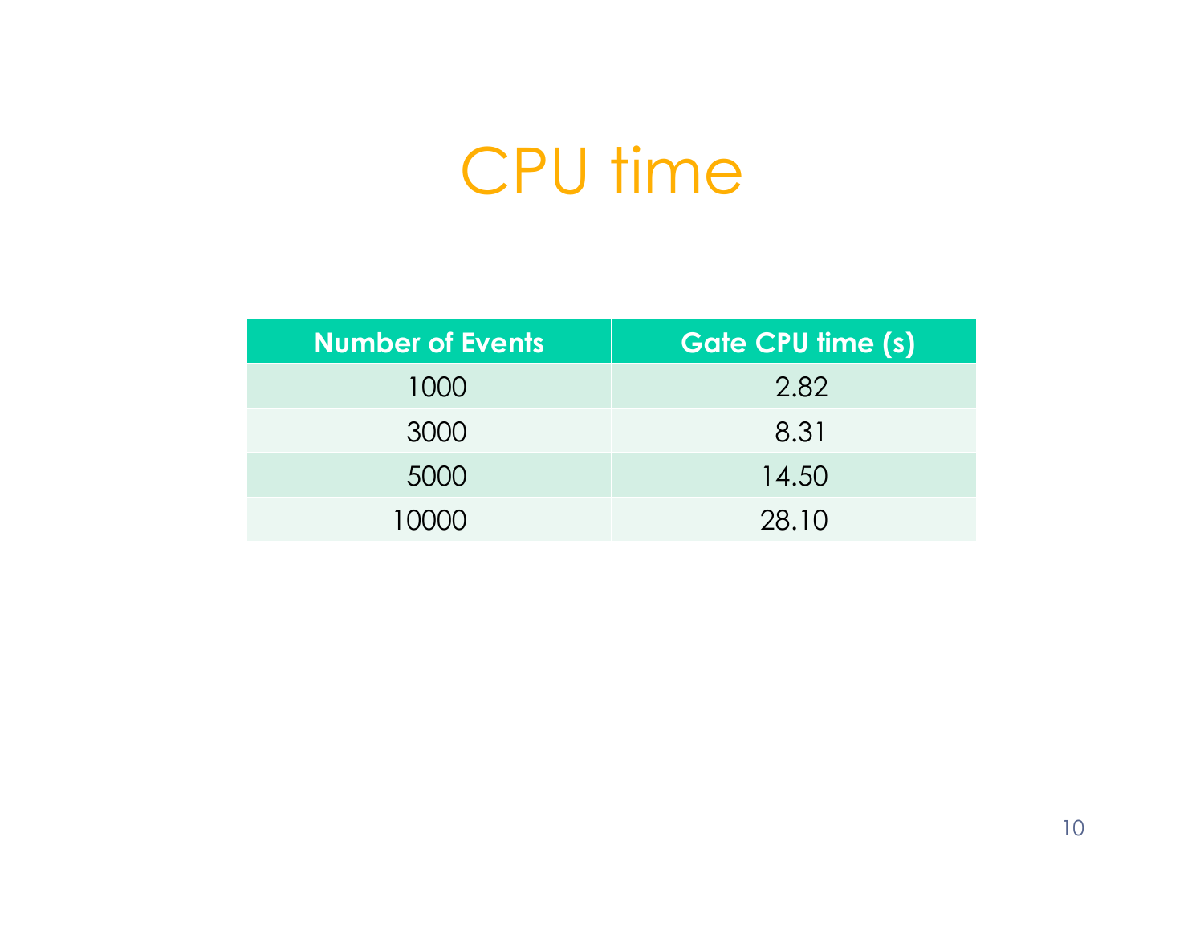# CPU time

| Number of Events | Gate CPU time (s) |
| --- | --- |
| 1000 | 2.82 |
| 3000 | 8.31 |
| 5000 | 14.50 |
| 10000 | 28.10 |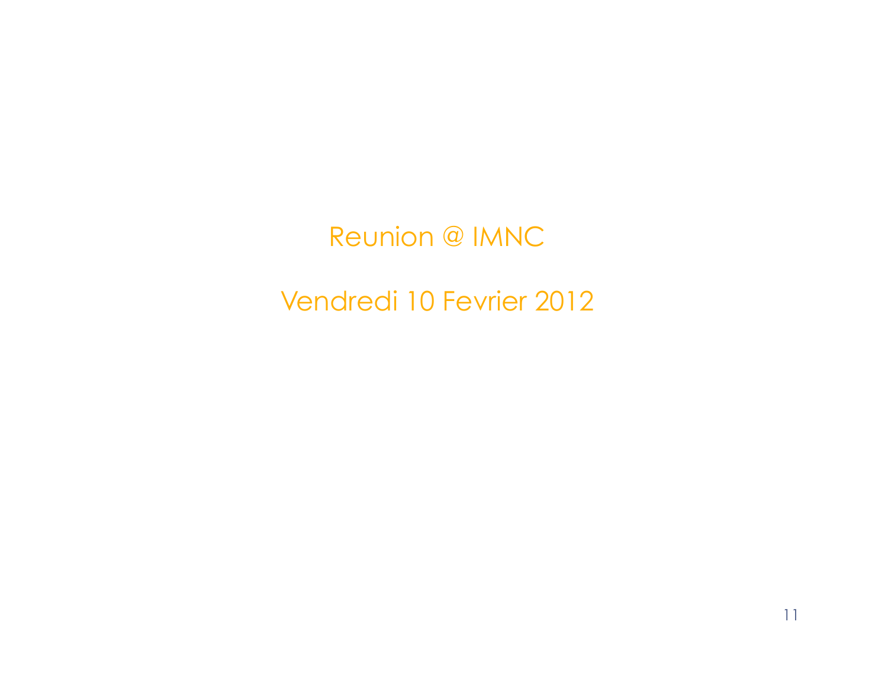Reunion @ IMNC

Vendredi 10 Fevrier 2012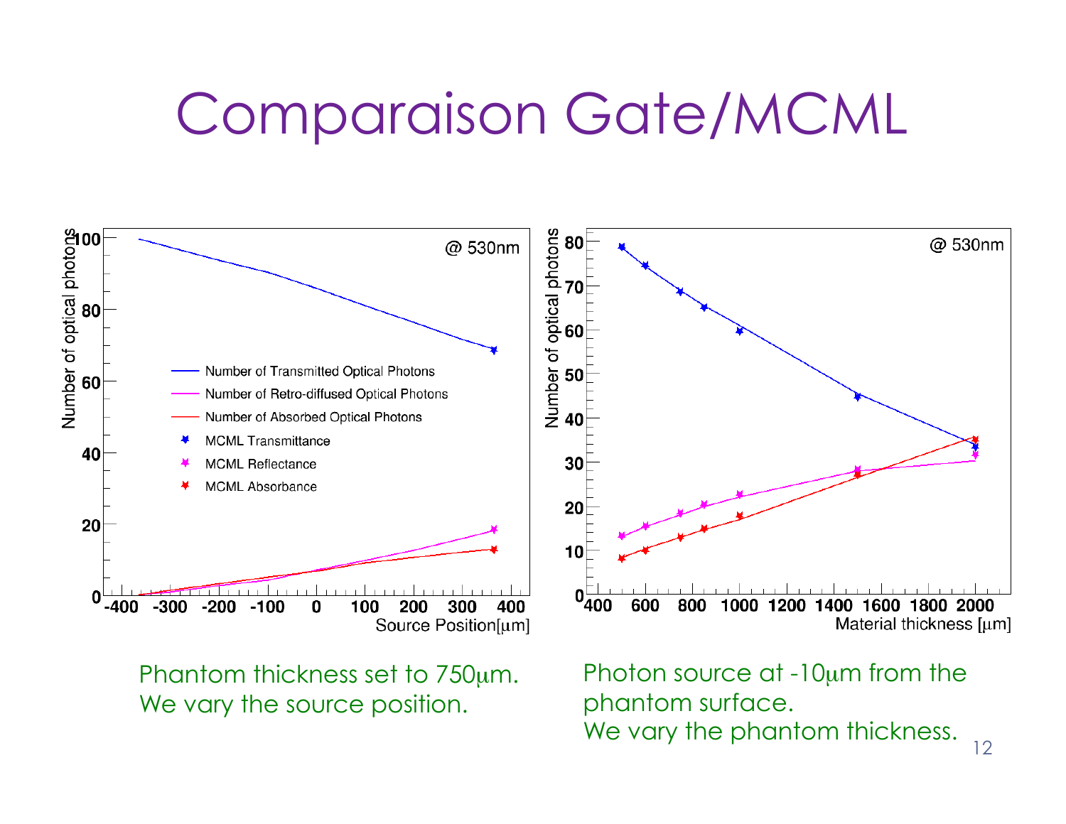# Comparaison Gate/MCML

Phantom thickness set to 750μm.
We vary the source position.

Photon source at -10μm from the phantom surface.
We vary the phantom thickness.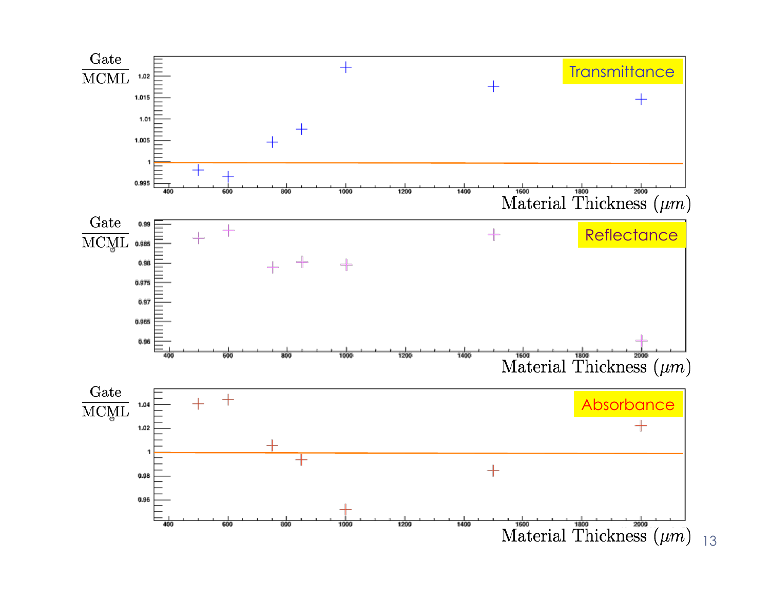Transmittance

$\frac{\text{Gate}}{\text{MCML}}$

Material Thickness ($\mu m$)

Reflectance

$\frac{\text{Gate}}{\text{MCML}}$

Material Thickness ($\mu m$)

Absorbance

$\frac{\text{Gate}}{\text{MCML}}$

Material Thickness ($\mu m$)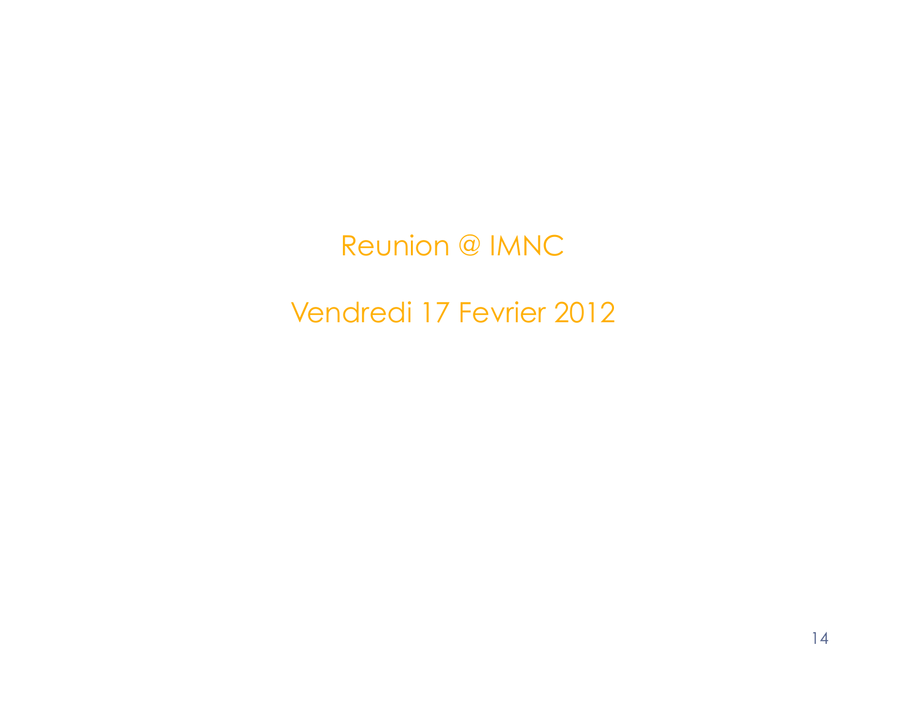Reunion @ IMNC

Vendredi 17 Fevrier 2012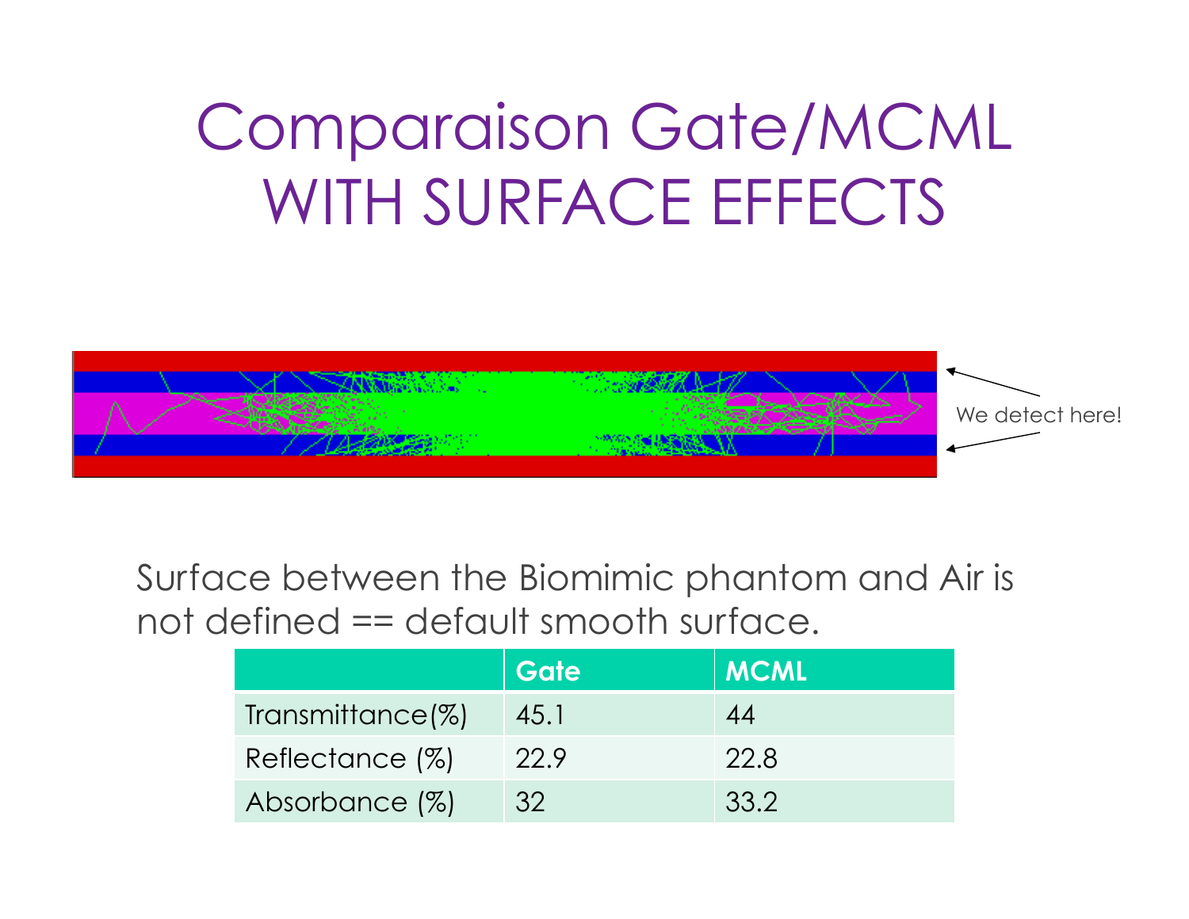# Comparaison Gate/MCML WITH SURFACE EFFECTS

We detect here!

Surface between the Biomimic phantom and Air is not defined == default smooth surface.

| | Gate | MCML |
|---|---|---|
| Transmittance(%) | 45.1 | 44 |
| Reflectance (%) | 22.9 | 22.8 |
| Absorbance (%) | 32 | 33.2 |